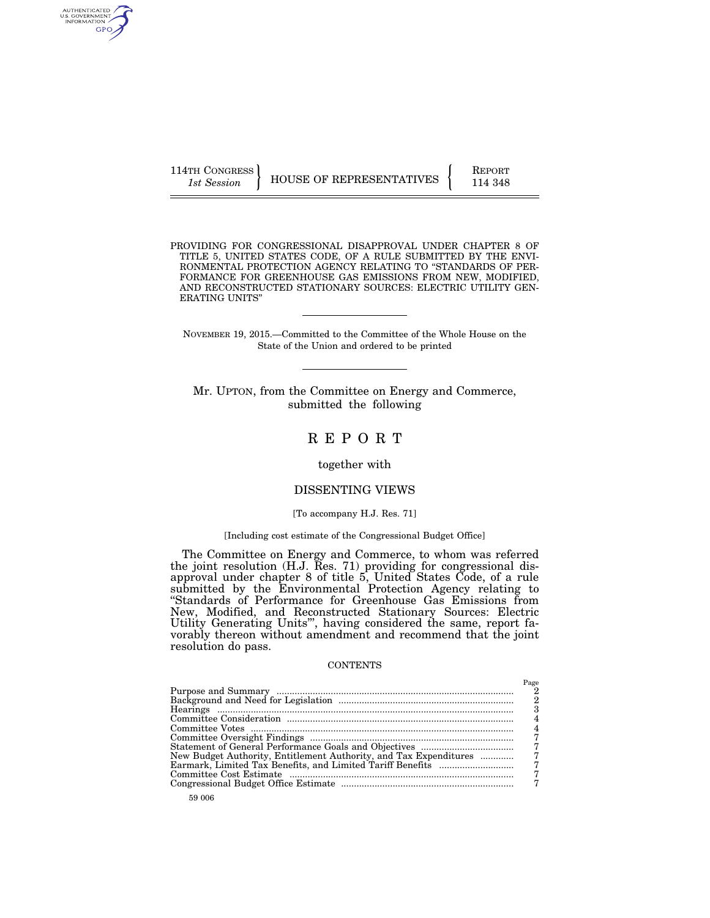114TH CONGRESS
*1st Session*

HOUSE OF REPRESENTATIVES

REPORT
114 348

PROVIDING FOR CONGRESSIONAL DISAPPROVAL UNDER CHAPTER 8 OF TITLE 5, UNITED STATES CODE, OF A RULE SUBMITTED BY THE ENVIRONMENTAL PROTECTION AGENCY RELATING TO "STANDARDS OF PERFORMANCE FOR GREENHOUSE GAS EMISSIONS FROM NEW, MODIFIED, AND RECONSTRUCTED STATIONARY SOURCES: ELECTRIC UTILITY GENERATING UNITS"

---

NOVEMBER 19, 2015.—Committed to the Committee of the Whole House on the State of the Union and ordered to be printed

---

Mr. UPTON, from the Committee on Energy and Commerce, submitted the following

# R E P O R T

together with

## DISSENTING VIEWS

[To accompany H.J. Res. 71]

[Including cost estimate of the Congressional Budget Office]

The Committee on Energy and Commerce, to whom was referred the joint resolution (H.J. Res. 71) providing for congressional disapproval under chapter 8 of title 5, United States Code, of a rule submitted by the Environmental Protection Agency relating to "Standards of Performance for Greenhouse Gas Emissions from New, Modified, and Reconstructed Stationary Sources: Electric Utility Generating Units"', having considered the same, report favorably thereon without amendment and recommend that the joint resolution do pass.

CONTENTS

| | Page |
|---|---|
| Purpose and Summary | 2 |
| Background and Need for Legislation | 2 |
| Hearings | 3 |
| Committee Consideration | 4 |
| Committee Votes | 4 |
| Committee Oversight Findings | 7 |
| Statement of General Performance Goals and Objectives | 7 |
| New Budget Authority, Entitlement Authority, and Tax Expenditures | 7 |
| Earmark, Limited Tax Benefits, and Limited Tariff Benefits | 7 |
| Committee Cost Estimate | 7 |
| Congressional Budget Office Estimate | 7 |

59 006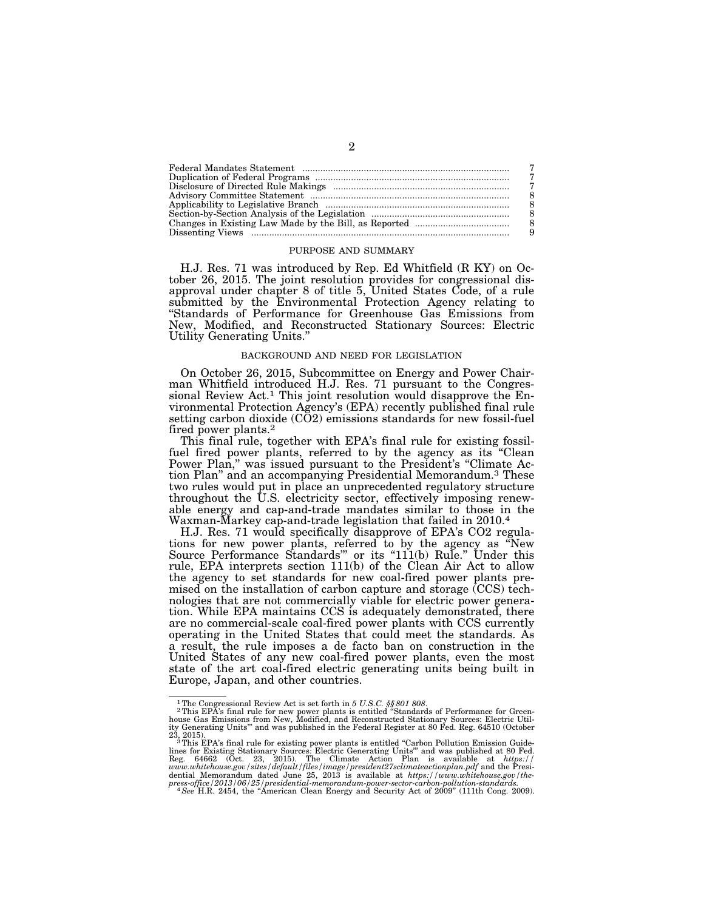| | |
|---|---|
| Federal Mandates Statement | 7 |
| Duplication of Federal Programs | 7 |
| Disclosure of Directed Rule Makings | 7 |
| Advisory Committee Statement | 8 |
| Applicability to Legislative Branch | 8 |
| Section-by-Section Analysis of the Legislation | 8 |
| Changes in Existing Law Made by the Bill, as Reported | 8 |
| Dissenting Views | 9 |

## PURPOSE AND SUMMARY

H.J. Res. 71 was introduced by Rep. Ed Whitfield (R KY) on October 26, 2015. The joint resolution provides for congressional disapproval under chapter 8 of title 5, United States Code, of a rule submitted by the Environmental Protection Agency relating to "Standards of Performance for Greenhouse Gas Emissions from New, Modified, and Reconstructed Stationary Sources: Electric Utility Generating Units."

## BACKGROUND AND NEED FOR LEGISLATION

On October 26, 2015, Subcommittee on Energy and Power Chairman Whitfield introduced H.J. Res. 71 pursuant to the Congressional Review Act.[1] This joint resolution would disapprove the Environmental Protection Agency's (EPA) recently published final rule setting carbon dioxide ($CO_2$) emissions standards for new fossil-fuel fired power plants.[2]

This final rule, together with EPA's final rule for existing fossil-fuel fired power plants, referred to by the agency as its "Clean Power Plan," was issued pursuant to the President's "Climate Action Plan" and an accompanying Presidential Memorandum.[3] These two rules would put in place an unprecedented regulatory structure throughout the U.S. electricity sector, effectively imposing renewable energy and cap-and-trade mandates similar to those in the Waxman-Markey cap-and-trade legislation that failed in 2010.[4]

H.J. Res. 71 would specifically disapprove of EPA's $CO_2$ regulations for new power plants, referred to by the agency as "New Source Performance Standards'" or its "111(b) Rule." Under this rule, EPA interprets section 111(b) of the Clean Air Act to allow the agency to set standards for new coal-fired power plants premised on the installation of carbon capture and storage (CCS) technologies that are not commercially viable for electric power generation. While EPA maintains CCS is adequately demonstrated, there are no commercial-scale coal-fired power plants with CCS currently operating in the United States that could meet the standards. As a result, the rule imposes a de facto ban on construction in the United States of any new coal-fired power plants, even the most state of the art coal-fired electric generating units being built in Europe, Japan, and other countries.

---

[1] The Congressional Review Act is set forth in *5 U.S.C. §§801 808*.

[2] This EPA's final rule for new power plants is entitled "Standards of Performance for Greenhouse Gas Emissions from New, Modified, and Reconstructed Stationary Sources: Electric Utility Generating Units'" and was published in the Federal Register at 80 Fed. Reg. 64510 (October 23, 2015).

[3] This EPA's final rule for existing power plants is entitled "Carbon Pollution Emission Guidelines for Existing Stationary Sources: Electric Generating Units'" and was published at 80 Fed. Reg. 64662 (Oct. 23, 2015). The Climate Action Plan is available at *https://www.whitehouse.gov/sites/default/files/image/president27sclimateactionplan.pdf* and the Presidential Memorandum dated June 25, 2013 is available at *https://www.whitehouse.gov/the-press-office/2013/06/25/presidential-memorandum-power-sector-carbon-pollution-standards.*

[4] *See* H.R. 2454, the "American Clean Energy and Security Act of 2009" (111th Cong. 2009).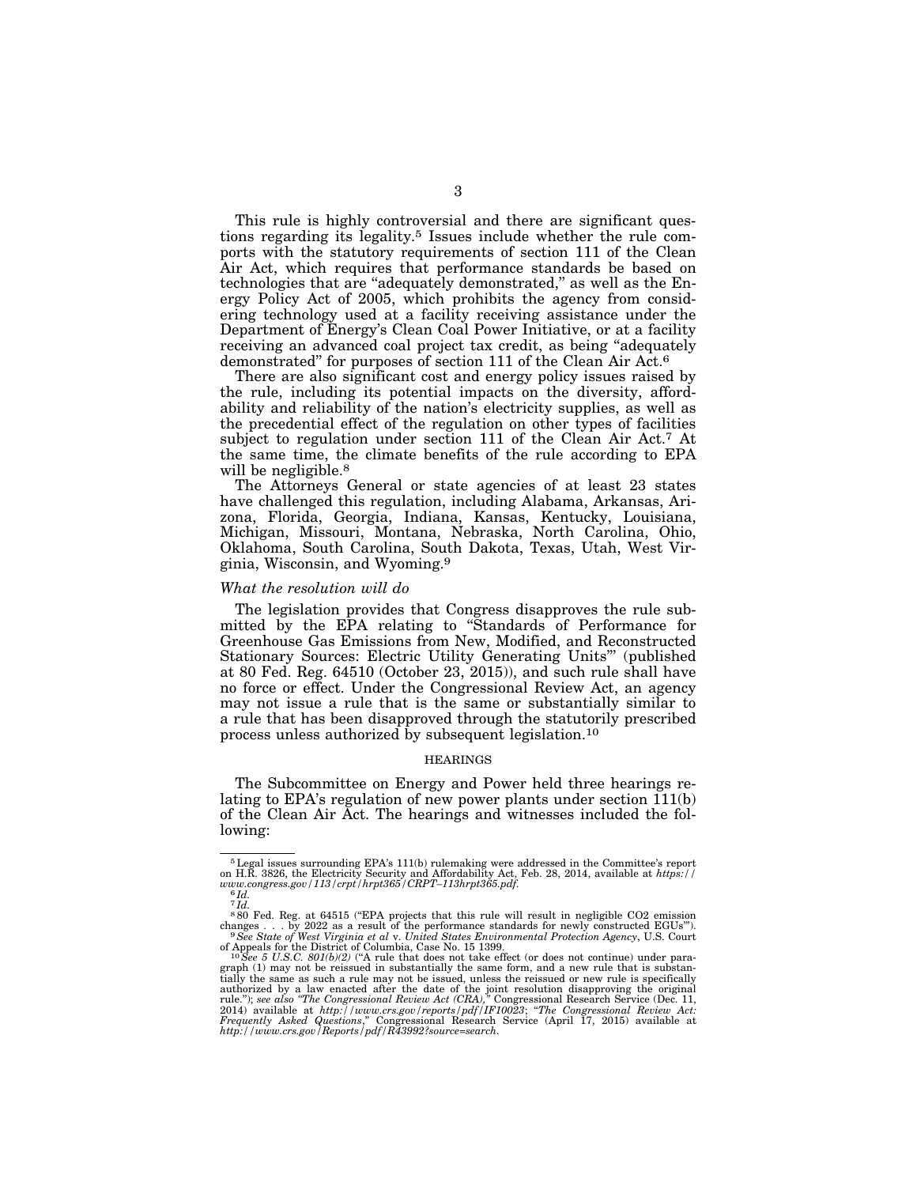This rule is highly controversial and there are significant questions regarding its legality.[5] Issues include whether the rule comports with the statutory requirements of section 111 of the Clean Air Act, which requires that performance standards be based on technologies that are "adequately demonstrated," as well as the Energy Policy Act of 2005, which prohibits the agency from considering technology used at a facility receiving assistance under the Department of Energy's Clean Coal Power Initiative, or at a facility receiving an advanced coal project tax credit, as being "adequately demonstrated" for purposes of section 111 of the Clean Air Act.[6]

There are also significant cost and energy policy issues raised by the rule, including its potential impacts on the diversity, affordability and reliability of the nation's electricity supplies, as well as the precedential effect of the regulation on other types of facilities subject to regulation under section 111 of the Clean Air Act.[7] At the same time, the climate benefits of the rule according to EPA will be negligible.[8]

The Attorneys General or state agencies of at least 23 states have challenged this regulation, including Alabama, Arkansas, Arizona, Florida, Georgia, Indiana, Kansas, Kentucky, Louisiana, Michigan, Missouri, Montana, Nebraska, North Carolina, Ohio, Oklahoma, South Carolina, South Dakota, Texas, Utah, West Virginia, Wisconsin, and Wyoming.[9]

*What the resolution will do*

The legislation provides that Congress disapproves the rule submitted by the EPA relating to "Standards of Performance for Greenhouse Gas Emissions from New, Modified, and Reconstructed Stationary Sources: Electric Utility Generating Units'" (published at 80 Fed. Reg. 64510 (October 23, 2015)), and such rule shall have no force or effect. Under the Congressional Review Act, an agency may not issue a rule that is the same or substantially similar to a rule that has been disapproved through the statutorily prescribed process unless authorized by subsequent legislation.[10]

HEARINGS

The Subcommittee on Energy and Power held three hearings relating to EPA's regulation of new power plants under section 111(b) of the Clean Air Act. The hearings and witnesses included the following:

---

[5] Legal issues surrounding EPA's 111(b) rulemaking were addressed in the Committee's report on H.R. 3826, the Electricity Security and Affordability Act, Feb. 28, 2014, available at *https://www.congress.gov/113/crpt/hrpt365/CRPT–113hrpt365.pdf*.

[6] *Id.*

[7] *Id.*

[8] 80 Fed. Reg. at 64515 ("EPA projects that this rule will result in negligible CO2 emission changes . . . by 2022 as a result of the performance standards for newly constructed EGUs'").

[9] *See State of West Virginia et al* v. *United States Environmental Protection Agency*, U.S. Court of Appeals for the District of Columbia, Case No. 15 1399.

[10] *See 5 U.S.C. 801(b)(2)* ("A rule that does not take effect (or does not continue) under paragraph (1) may not be reissued in substantially the same form, and a new rule that is substantially the same as such a rule may not be issued, unless the reissued or new rule is specifically authorized by a law enacted after the date of the joint resolution disapproving the original rule."); *see also "The Congressional Review Act (CRA),"* Congressional Research Service (Dec. 11, 2014) available at *http://www.crs.gov/reports/pdf/IF10023*; *"The Congressional Review Act: Frequently Asked Questions*," Congressional Research Service (April 17, 2015) available at *http://www.crs.gov/Reports/pdf/R43992?source=search.*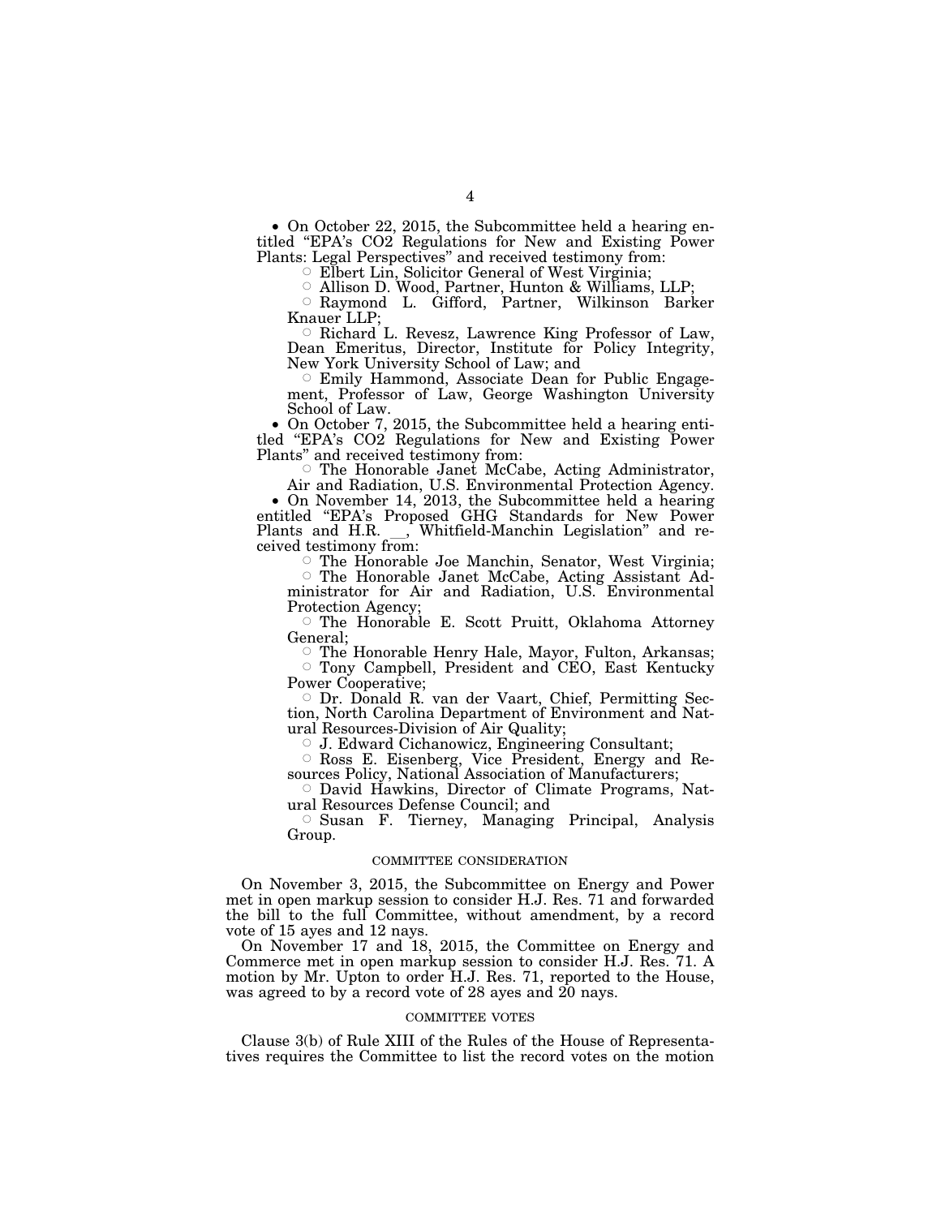- On October 22, 2015, the Subcommittee held a hearing entitled "EPA's CO2 Regulations for New and Existing Power Plants: Legal Perspectives" and received testimony from:
  - Elbert Lin, Solicitor General of West Virginia;
  - Allison D. Wood, Partner, Hunton & Williams, LLP;
  - Raymond L. Gifford, Partner, Wilkinson Barker Knauer LLP;
  - Richard L. Revesz, Lawrence King Professor of Law, Dean Emeritus, Director, Institute for Policy Integrity, New York University School of Law; and
  - Emily Hammond, Associate Dean for Public Engagement, Professor of Law, George Washington University School of Law.
- On October 7, 2015, the Subcommittee held a hearing entitled "EPA's CO2 Regulations for New and Existing Power Plants" and received testimony from:
  - The Honorable Janet McCabe, Acting Administrator, Air and Radiation, U.S. Environmental Protection Agency.
- On November 14, 2013, the Subcommittee held a hearing entitled "EPA's Proposed GHG Standards for New Power Plants and H.R. __, Whitfield-Manchin Legislation" and received testimony from:
  - The Honorable Joe Manchin, Senator, West Virginia;
  - The Honorable Janet McCabe, Acting Assistant Administrator for Air and Radiation, U.S. Environmental Protection Agency;
  - The Honorable E. Scott Pruitt, Oklahoma Attorney General;
  - The Honorable Henry Hale, Mayor, Fulton, Arkansas;
  - Tony Campbell, President and CEO, East Kentucky Power Cooperative;
  - Dr. Donald R. van der Vaart, Chief, Permitting Section, North Carolina Department of Environment and Natural Resources-Division of Air Quality;
  - J. Edward Cichanowicz, Engineering Consultant;
  - Ross E. Eisenberg, Vice President, Energy and Resources Policy, National Association of Manufacturers;
  - David Hawkins, Director of Climate Programs, Natural Resources Defense Council; and
  - Susan F. Tierney, Managing Principal, Analysis Group.

## COMMITTEE CONSIDERATION

On November 3, 2015, the Subcommittee on Energy and Power met in open markup session to consider H.J. Res. 71 and forwarded the bill to the full Committee, without amendment, by a record vote of 15 ayes and 12 nays.

On November 17 and 18, 2015, the Committee on Energy and Commerce met in open markup session to consider H.J. Res. 71. A motion by Mr. Upton to order H.J. Res. 71, reported to the House, was agreed to by a record vote of 28 ayes and 20 nays.

## COMMITTEE VOTES

Clause 3(b) of Rule XIII of the Rules of the House of Representatives requires the Committee to list the record votes on the motion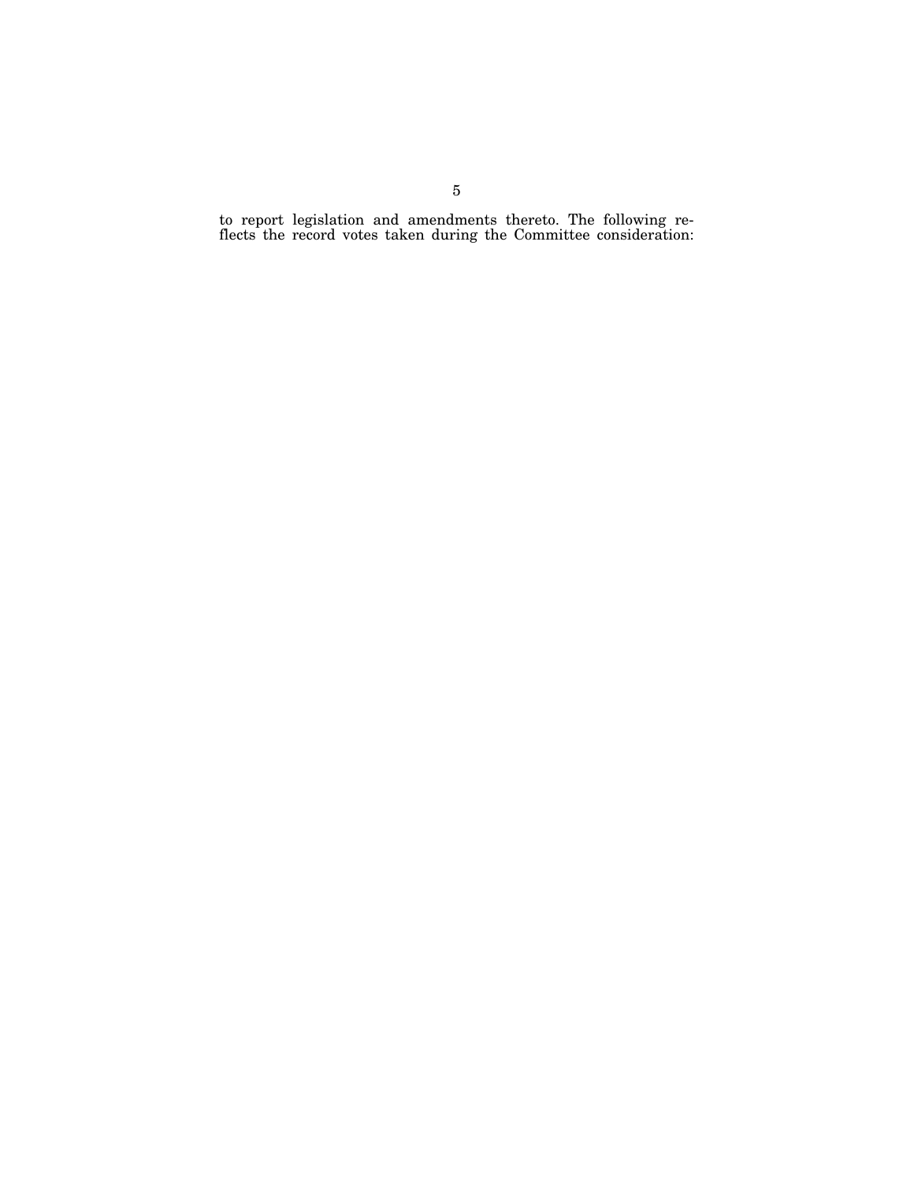to report legislation and amendments thereto. The following reflects the record votes taken during the Committee consideration: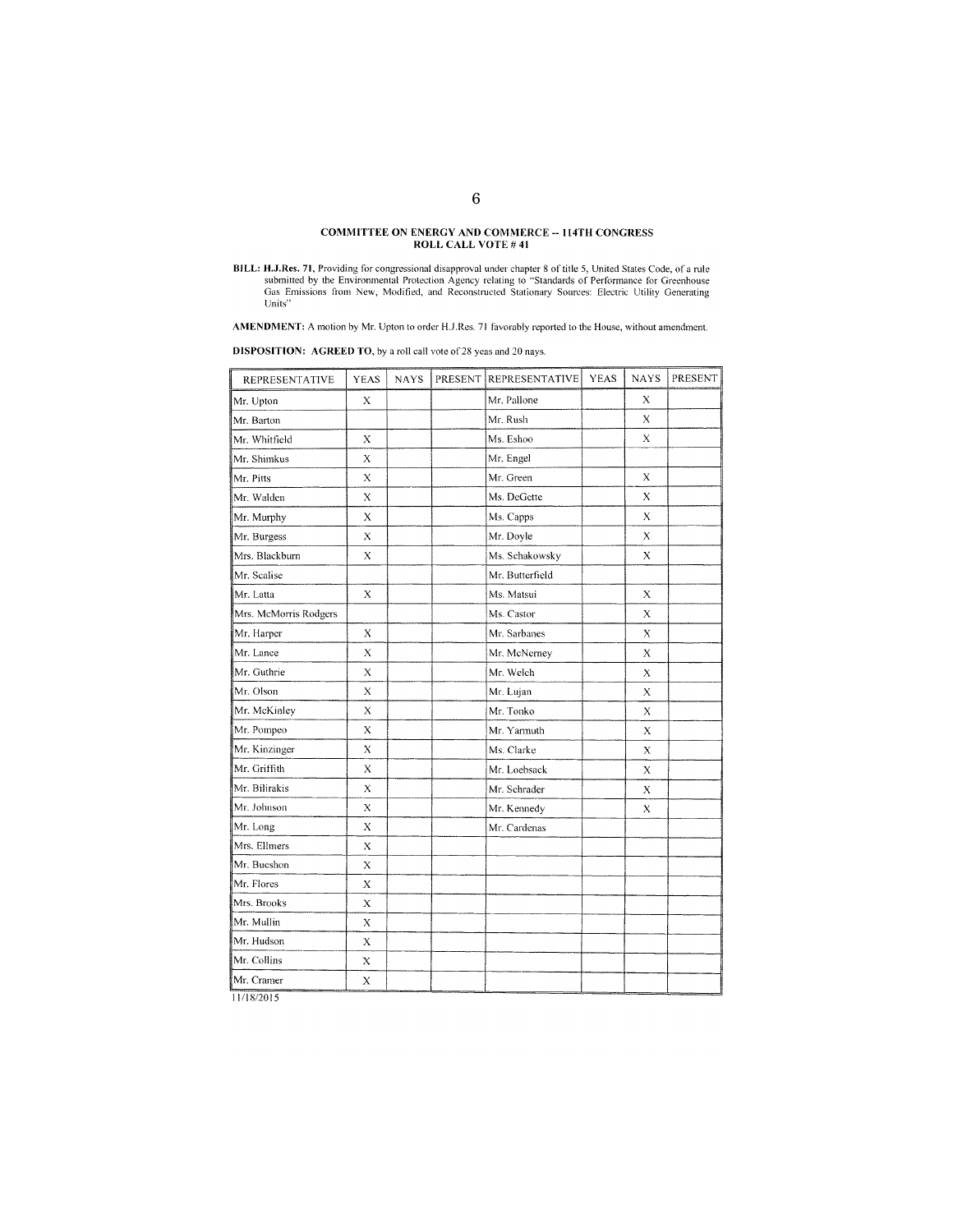**COMMITTEE ON ENERGY AND COMMERCE -- 114TH CONGRESS**
**ROLL CALL VOTE # 41**

**BILL: H.J.Res. 71,** Providing for congressional disapproval under chapter 8 of title 5, United States Code, of a rule submitted by the Environmental Protection Agency relating to "Standards of Performance for Greenhouse Gas Emissions from New, Modified, and Reconstructed Stationary Sources: Electric Utility Generating Units"

**AMENDMENT:** A motion by Mr. Upton to order H.J.Res. 71 favorably reported to the House, without amendment.

**DISPOSITION: AGREED TO,** by a roll call vote of 28 yeas and 20 nays.

| REPRESENTATIVE | YEAS | NAYS | PRESENT | REPRESENTATIVE | YEAS | NAYS | PRESENT |
|---|---|---|---|---|---|---|---|
| Mr. Upton | X | | | Mr. Pallone | | X | |
| Mr. Barton | | | | Mr. Rush | | X | |
| Mr. Whitfield | X | | | Ms. Eshoo | | X | |
| Mr. Shimkus | X | | | Mr. Engel | | | |
| Mr. Pitts | X | | | Mr. Green | | X | |
| Mr. Walden | X | | | Ms. DeGette | | X | |
| Mr. Murphy | X | | | Ms. Capps | | X | |
| Mr. Burgess | X | | | Mr. Doyle | | X | |
| Mrs. Blackburn | X | | | Ms. Schakowsky | | X | |
| Mr. Scalise | | | | Mr. Butterfield | | | |
| Mr. Latta | X | | | Ms. Matsui | | X | |
| Mrs. McMorris Rodgers | | | | Ms. Castor | | X | |
| Mr. Harper | X | | | Mr. Sarbanes | | X | |
| Mr. Lance | X | | | Mr. McNerney | | X | |
| Mr. Guthrie | X | | | Mr. Welch | | X | |
| Mr. Olson | X | | | Mr. Lujan | | X | |
| Mr. McKinley | X | | | Mr. Tonko | | X | |
| Mr. Pompeo | X | | | Mr. Yarmuth | | X | |
| Mr. Kinzinger | X | | | Ms. Clarke | | X | |
| Mr. Griffith | X | | | Mr. Loebsack | | X | |
| Mr. Bilirakis | X | | | Mr. Schrader | | X | |
| Mr. Johnson | X | | | Mr. Kennedy | | X | |
| Mr. Long | X | | | Mr. Cardenas | | | |
| Mrs. Ellmers | X | | | | | | |
| Mr. Bucshon | X | | | | | | |
| Mr. Flores | X | | | | | | |
| Mrs. Brooks | X | | | | | | |
| Mr. Mullin | X | | | | | | |
| Mr. Hudson | X | | | | | | |
| Mr. Collins | X | | | | | | |
| Mr. Cramer | X | | | | | | |

11/18/2015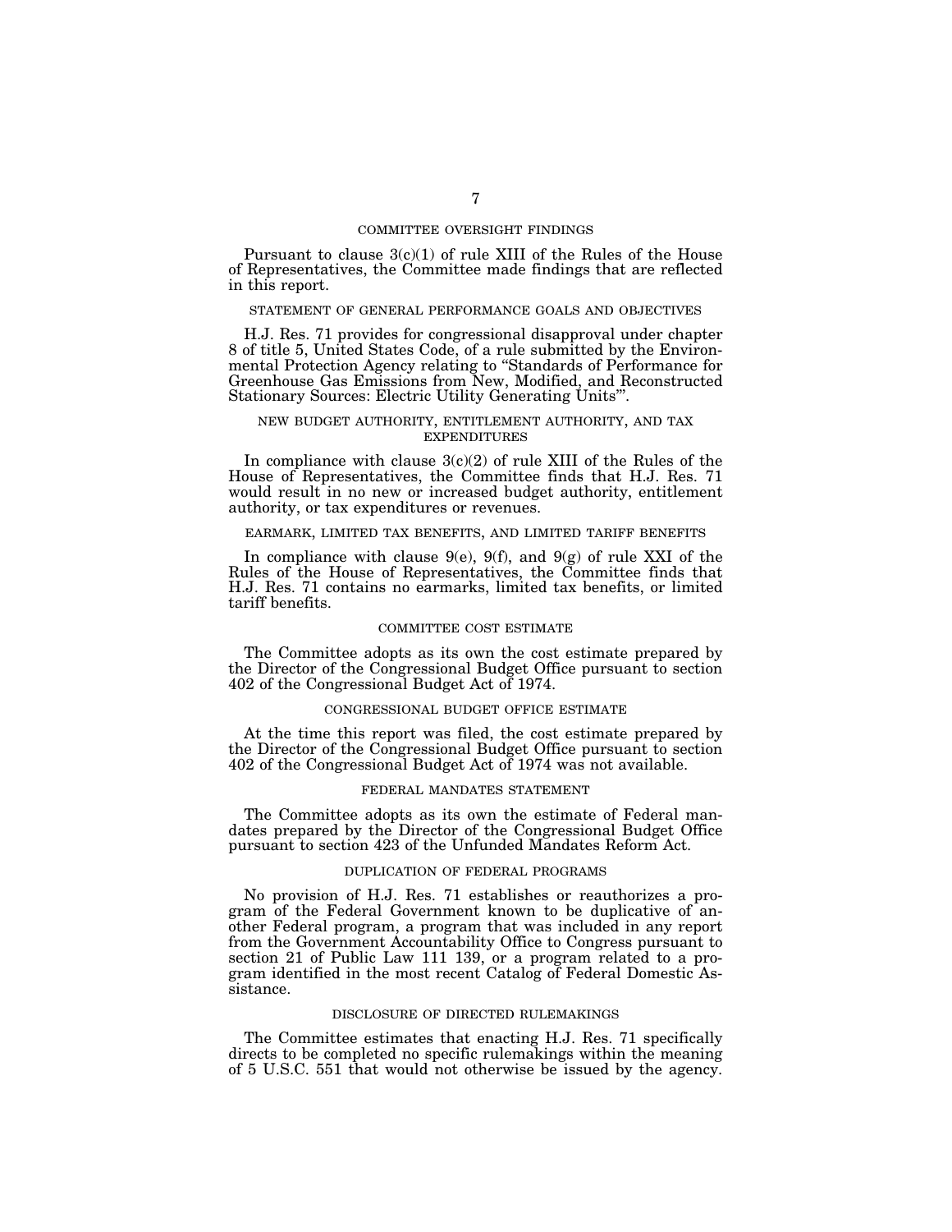## COMMITTEE OVERSIGHT FINDINGS

Pursuant to clause 3(c)(1) of rule XIII of the Rules of the House of Representatives, the Committee made findings that are reflected in this report.

## STATEMENT OF GENERAL PERFORMANCE GOALS AND OBJECTIVES

H.J. Res. 71 provides for congressional disapproval under chapter 8 of title 5, United States Code, of a rule submitted by the Environmental Protection Agency relating to "Standards of Performance for Greenhouse Gas Emissions from New, Modified, and Reconstructed Stationary Sources: Electric Utility Generating Units'".

## NEW BUDGET AUTHORITY, ENTITLEMENT AUTHORITY, AND TAX EXPENDITURES

In compliance with clause 3(c)(2) of rule XIII of the Rules of the House of Representatives, the Committee finds that H.J. Res. 71 would result in no new or increased budget authority, entitlement authority, or tax expenditures or revenues.

## EARMARK, LIMITED TAX BENEFITS, AND LIMITED TARIFF BENEFITS

In compliance with clause 9(e), 9(f), and 9(g) of rule XXI of the Rules of the House of Representatives, the Committee finds that H.J. Res. 71 contains no earmarks, limited tax benefits, or limited tariff benefits.

## COMMITTEE COST ESTIMATE

The Committee adopts as its own the cost estimate prepared by the Director of the Congressional Budget Office pursuant to section 402 of the Congressional Budget Act of 1974.

## CONGRESSIONAL BUDGET OFFICE ESTIMATE

At the time this report was filed, the cost estimate prepared by the Director of the Congressional Budget Office pursuant to section 402 of the Congressional Budget Act of 1974 was not available.

## FEDERAL MANDATES STATEMENT

The Committee adopts as its own the estimate of Federal mandates prepared by the Director of the Congressional Budget Office pursuant to section 423 of the Unfunded Mandates Reform Act.

## DUPLICATION OF FEDERAL PROGRAMS

No provision of H.J. Res. 71 establishes or reauthorizes a program of the Federal Government known to be duplicative of another Federal program, a program that was included in any report from the Government Accountability Office to Congress pursuant to section 21 of Public Law 111 139, or a program related to a program identified in the most recent Catalog of Federal Domestic Assistance.

## DISCLOSURE OF DIRECTED RULEMAKINGS

The Committee estimates that enacting H.J. Res. 71 specifically directs to be completed no specific rulemakings within the meaning of 5 U.S.C. 551 that would not otherwise be issued by the agency.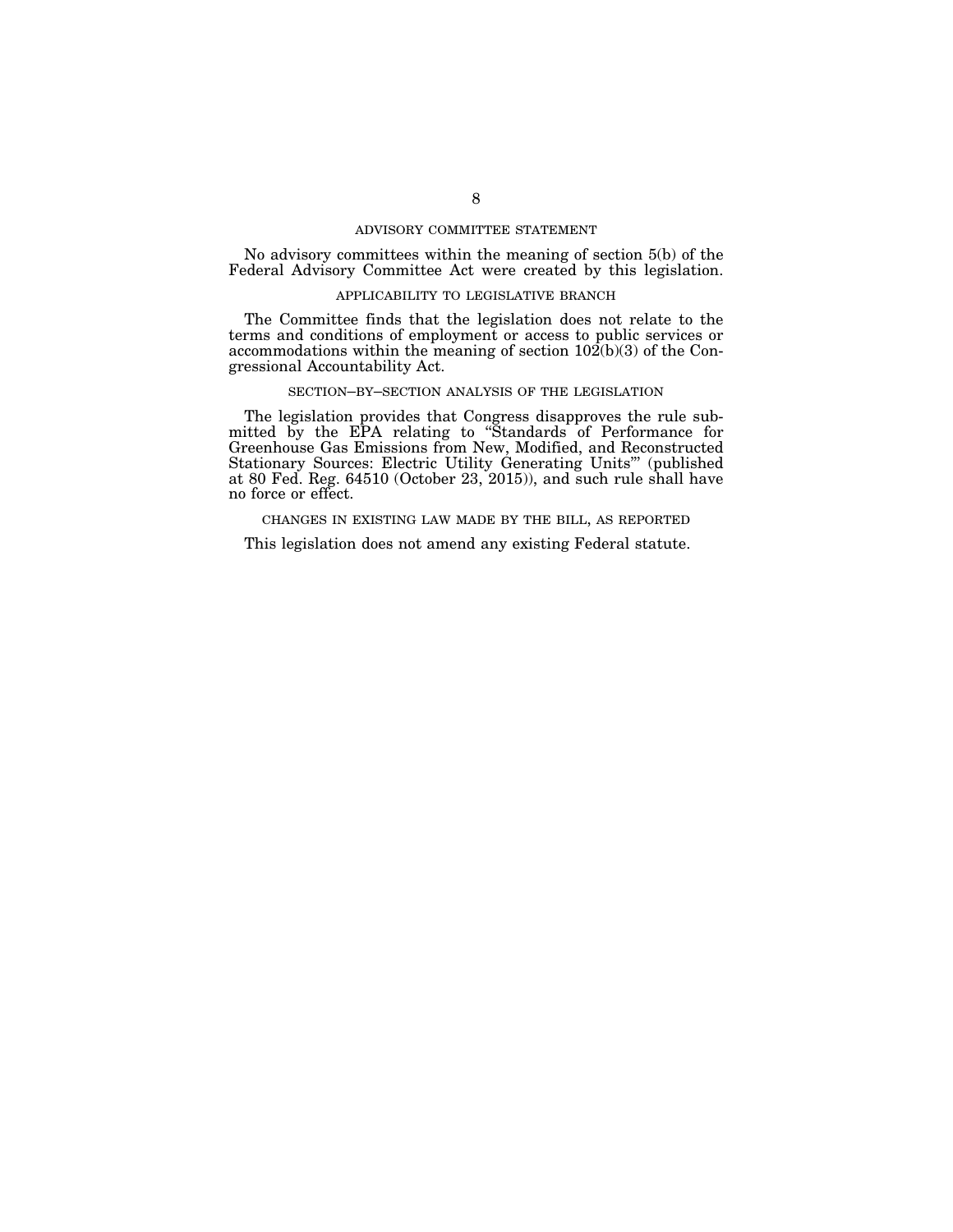## ADVISORY COMMITTEE STATEMENT

No advisory committees within the meaning of section 5(b) of the Federal Advisory Committee Act were created by this legislation.

## APPLICABILITY TO LEGISLATIVE BRANCH

The Committee finds that the legislation does not relate to the terms and conditions of employment or access to public services or accommodations within the meaning of section 102(b)(3) of the Congressional Accountability Act.

## SECTION–BY–SECTION ANALYSIS OF THE LEGISLATION

The legislation provides that Congress disapproves the rule submitted by the EPA relating to "Standards of Performance for Greenhouse Gas Emissions from New, Modified, and Reconstructed Stationary Sources: Electric Utility Generating Units'" (published at 80 Fed. Reg. 64510 (October 23, 2015)), and such rule shall have no force or effect.

## CHANGES IN EXISTING LAW MADE BY THE BILL, AS REPORTED

This legislation does not amend any existing Federal statute.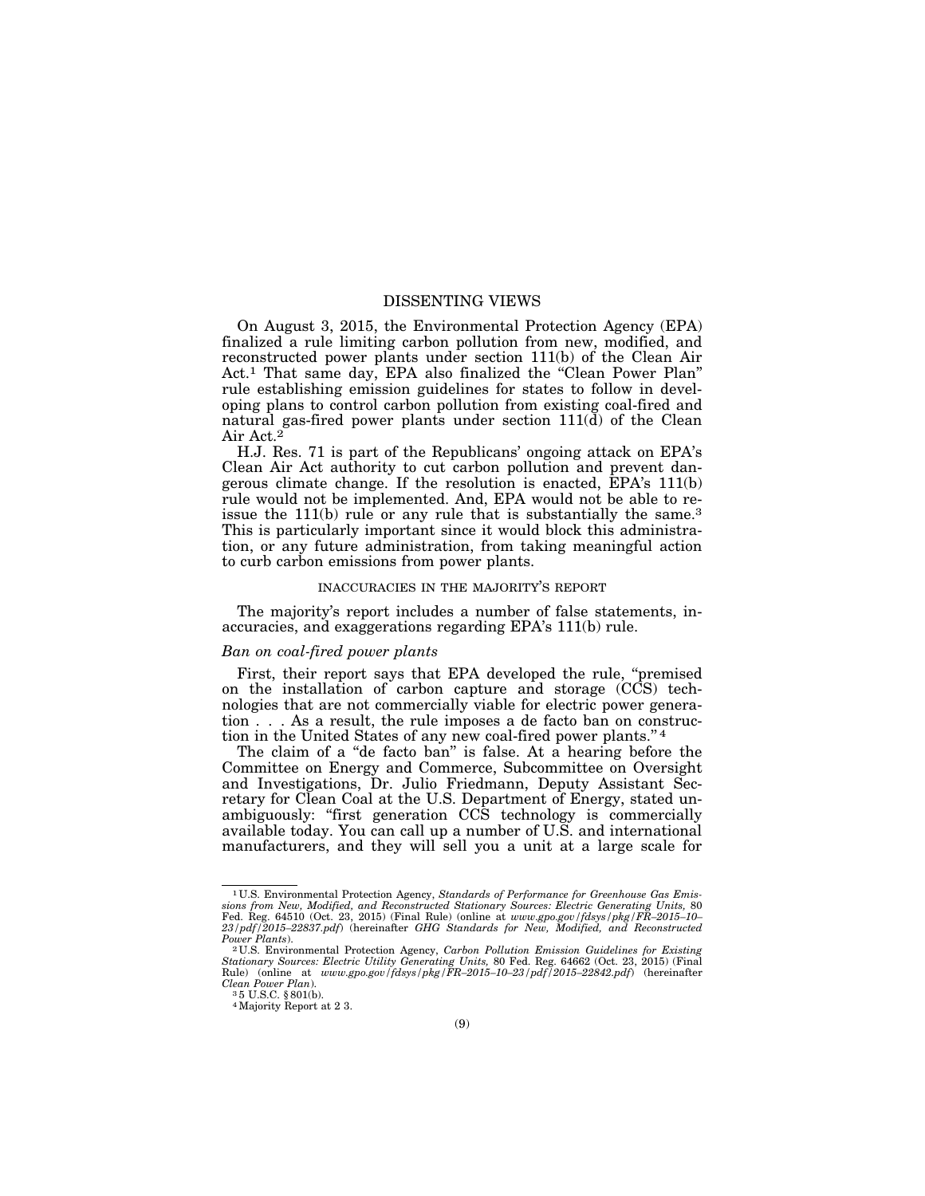## DISSENTING VIEWS

On August 3, 2015, the Environmental Protection Agency (EPA) finalized a rule limiting carbon pollution from new, modified, and reconstructed power plants under section 111(b) of the Clean Air Act.[1] That same day, EPA also finalized the "Clean Power Plan" rule establishing emission guidelines for states to follow in developing plans to control carbon pollution from existing coal-fired and natural gas-fired power plants under section 111(d) of the Clean Air Act.[2]

H.J. Res. 71 is part of the Republicans' ongoing attack on EPA's Clean Air Act authority to cut carbon pollution and prevent dangerous climate change. If the resolution is enacted, EPA's 111(b) rule would not be implemented. And, EPA would not be able to reissue the 111(b) rule or any rule that is substantially the same.[3] This is particularly important since it would block this administration, or any future administration, from taking meaningful action to curb carbon emissions from power plants.

### INACCURACIES IN THE MAJORITY'S REPORT

The majority's report includes a number of false statements, inaccuracies, and exaggerations regarding EPA's 111(b) rule.

#### *Ban on coal-fired power plants*

First, their report says that EPA developed the rule, "premised on the installation of carbon capture and storage (CCS) technologies that are not commercially viable for electric power generation . . . As a result, the rule imposes a de facto ban on construction in the United States of any new coal-fired power plants."[4]

The claim of a "de facto ban" is false. At a hearing before the Committee on Energy and Commerce, Subcommittee on Oversight and Investigations, Dr. Julio Friedmann, Deputy Assistant Secretary for Clean Coal at the U.S. Department of Energy, stated unambiguously: "first generation CCS technology is commercially available today. You can call up a number of U.S. and international manufacturers, and they will sell you a unit at a large scale for

---

[1] U.S. Environmental Protection Agency, *Standards of Performance for Greenhouse Gas Emissions from New, Modified, and Reconstructed Stationary Sources: Electric Generating Units,* 80 Fed. Reg. 64510 (Oct. 23, 2015) (Final Rule) (online at *www.gpo.gov/fdsys/pkg/FR–2015–10–23/pdf/2015–22837.pdf*) (hereinafter *GHG Standards for New, Modified, and Reconstructed Power Plants*).

[2] U.S. Environmental Protection Agency, *Carbon Pollution Emission Guidelines for Existing Stationary Sources: Electric Utility Generating Units,* 80 Fed. Reg. 64662 (Oct. 23, 2015) (Final Rule) (online at *www.gpo.gov/fdsys/pkg/FR–2015–10–23/pdf/2015–22842.pdf*) (hereinafter *Clean Power Plan*).

[3] 5 U.S.C. § 801(b).

[4] Majority Report at 2 3.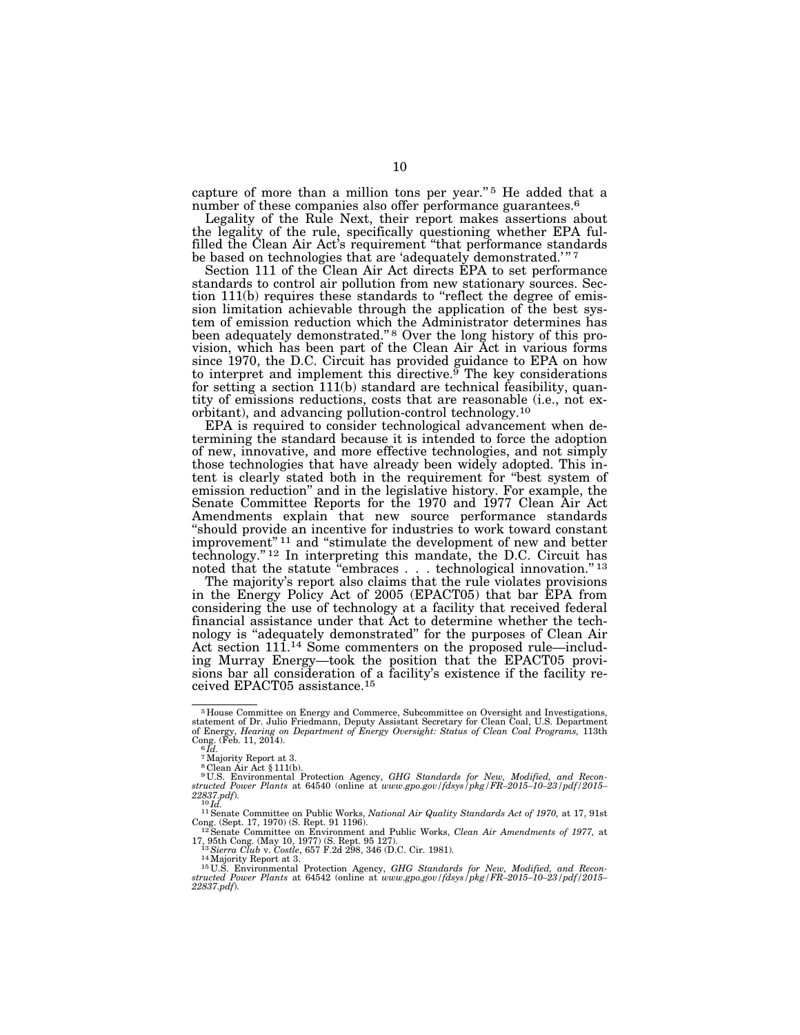capture of more than a million tons per year."[5] He added that a number of these companies also offer performance guarantees.[6]

Legality of the Rule Next, their report makes assertions about the legality of the rule, specifically questioning whether EPA fulfilled the Clean Air Act's requirement "that performance standards be based on technologies that are 'adequately demonstrated.'"[7]

Section 111 of the Clean Air Act directs EPA to set performance standards to control air pollution from new stationary sources. Section 111(b) requires these standards to "reflect the degree of emission limitation achievable through the application of the best system of emission reduction which the Administrator determines has been adequately demonstrated."[8] Over the long history of this provision, which has been part of the Clean Air Act in various forms since 1970, the D.C. Circuit has provided guidance to EPA on how to interpret and implement this directive.[9] The key considerations for setting a section 111(b) standard are technical feasibility, quantity of emissions reductions, costs that are reasonable (i.e., not exorbitant), and advancing pollution-control technology.[10]

EPA is required to consider technological advancement when determining the standard because it is intended to force the adoption of new, innovative, and more effective technologies, and not simply those technologies that have already been widely adopted. This intent is clearly stated both in the requirement for "best system of emission reduction" and in the legislative history. For example, the Senate Committee Reports for the 1970 and 1977 Clean Air Act Amendments explain that new source performance standards "should provide an incentive for industries to work toward constant improvement"[11] and "stimulate the development of new and better technology."[12] In interpreting this mandate, the D.C. Circuit has noted that the statute "embraces . . . technological innovation."[13]

The majority's report also claims that the rule violates provisions in the Energy Policy Act of 2005 (EPACT05) that bar EPA from considering the use of technology at a facility that received federal financial assistance under that Act to determine whether the technology is "adequately demonstrated" for the purposes of Clean Air Act section 111.[14] Some commenters on the proposed rule—including Murray Energy—took the position that the EPACT05 provisions bar all consideration of a facility's existence if the facility received EPACT05 assistance.[15]

---

[5] House Committee on Energy and Commerce, Subcommittee on Oversight and Investigations, statement of Dr. Julio Friedmann, Deputy Assistant Secretary for Clean Coal, U.S. Department of Energy, *Hearing on Department of Energy Oversight: Status of Clean Coal Programs,* 113th Cong. (Feb. 11, 2014).

[6] *Id.*

[7] Majority Report at 3.

[8] Clean Air Act § 111(b).

[9] U.S. Environmental Protection Agency, *GHG Standards for New, Modified, and Reconstructed Power Plants* at 64540 (online at *www.gpo.gov/fdsys/pkg/FR–2015–10–23/pdf/2015–22837.pdf*).

[10] *Id.*

[11] Senate Committee on Public Works, *National Air Quality Standards Act of 1970,* at 17, 91st Cong. (Sept. 17, 1970) (S. Rept. 91 1196).

[12] Senate Committee on Environment and Public Works, *Clean Air Amendments of 1977,* at 17, 95th Cong. (May 10, 1977) (S. Rept. 95 127).

[13] *Sierra Club* v. *Costle*, 657 F.2d 298, 346 (D.C. Cir. 1981).

[14] Majority Report at 3.

[15] U.S. Environmental Protection Agency, *GHG Standards for New, Modified, and Reconstructed Power Plants* at 64542 (online at *www.gpo.gov/fdsys/pkg/FR–2015–10–23/pdf/2015–22837.pdf*).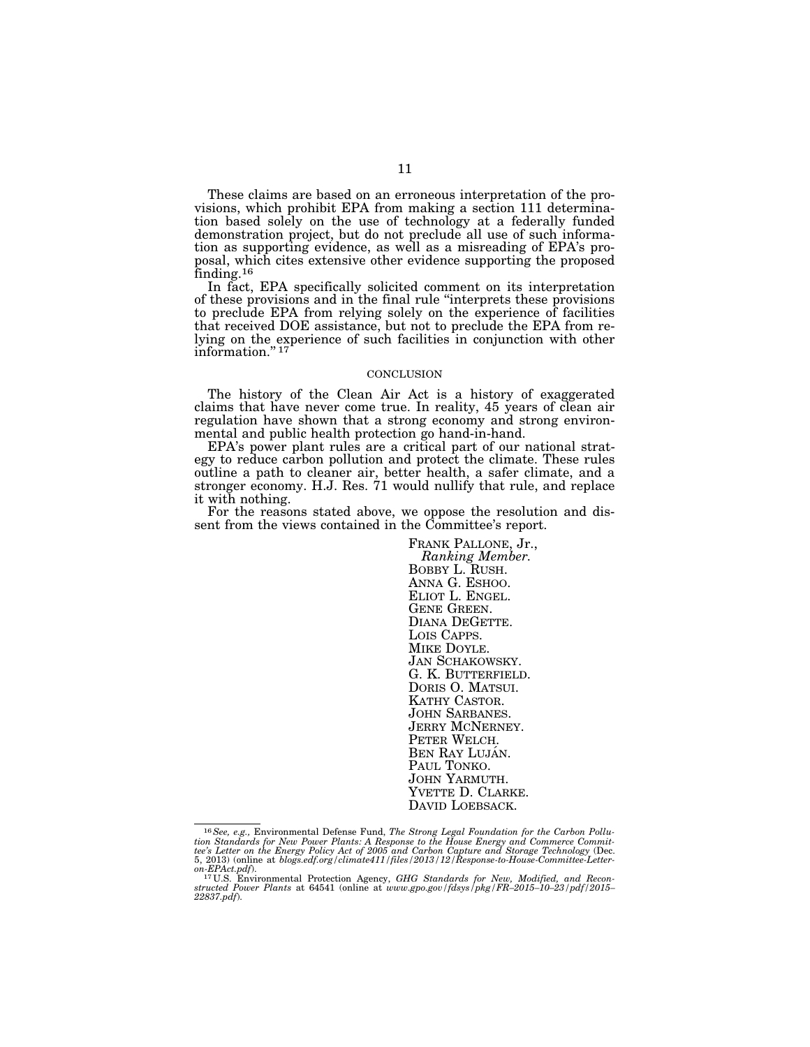These claims are based on an erroneous interpretation of the provisions, which prohibit EPA from making a section 111 determination based solely on the use of technology at a federally funded demonstration project, but do not preclude all use of such information as supporting evidence, as well as a misreading of EPA's proposal, which cites extensive other evidence supporting the proposed finding.[16]

In fact, EPA specifically solicited comment on its interpretation of these provisions and in the final rule "interprets these provisions to preclude EPA from relying solely on the experience of facilities that received DOE assistance, but not to preclude the EPA from relying on the experience of such facilities in conjunction with other information."[17]

## CONCLUSION

The history of the Clean Air Act is a history of exaggerated claims that have never come true. In reality, 45 years of clean air regulation have shown that a strong economy and strong environmental and public health protection go hand-in-hand.

EPA's power plant rules are a critical part of our national strategy to reduce carbon pollution and protect the climate. These rules outline a path to cleaner air, better health, a safer climate, and a stronger economy. H.J. Res. 71 would nullify that rule, and replace it with nothing.

For the reasons stated above, we oppose the resolution and dissent from the views contained in the Committee's report.

FRANK PALLONE, Jr.,
*Ranking Member.*
BOBBY L. RUSH.
ANNA G. ESHOO.
ELIOT L. ENGEL.
GENE GREEN.
DIANA DEGETTE.
LOIS CAPPS.
MIKE DOYLE.
JAN SCHAKOWSKY.
G. K. BUTTERFIELD.
DORIS O. MATSUI.
KATHY CASTOR.
JOHN SARBANES.
JERRY MCNERNEY.
PETER WELCH.
BEN RAY LUJÁN.
PAUL TONKO.
JOHN YARMUTH.
YVETTE D. CLARKE.
DAVID LOEBSACK.

---

[16] *See, e.g.,* Environmental Defense Fund, *The Strong Legal Foundation for the Carbon Pollution Standards for New Power Plants: A Response to the House Energy and Commerce Committee's Letter on the Energy Policy Act of 2005 and Carbon Capture and Storage Technology* (Dec. 5, 2013) (online at *blogs.edf.org/climate411/files/2013/12/Response-to-House-Committee-Letter-on-EPAct.pdf*).

[17] U.S. Environmental Protection Agency, *GHG Standards for New, Modified, and Reconstructed Power Plants* at 64541 (online at *www.gpo.gov/fdsys/pkg/FR–2015–10–23/pdf/2015–22837.pdf*).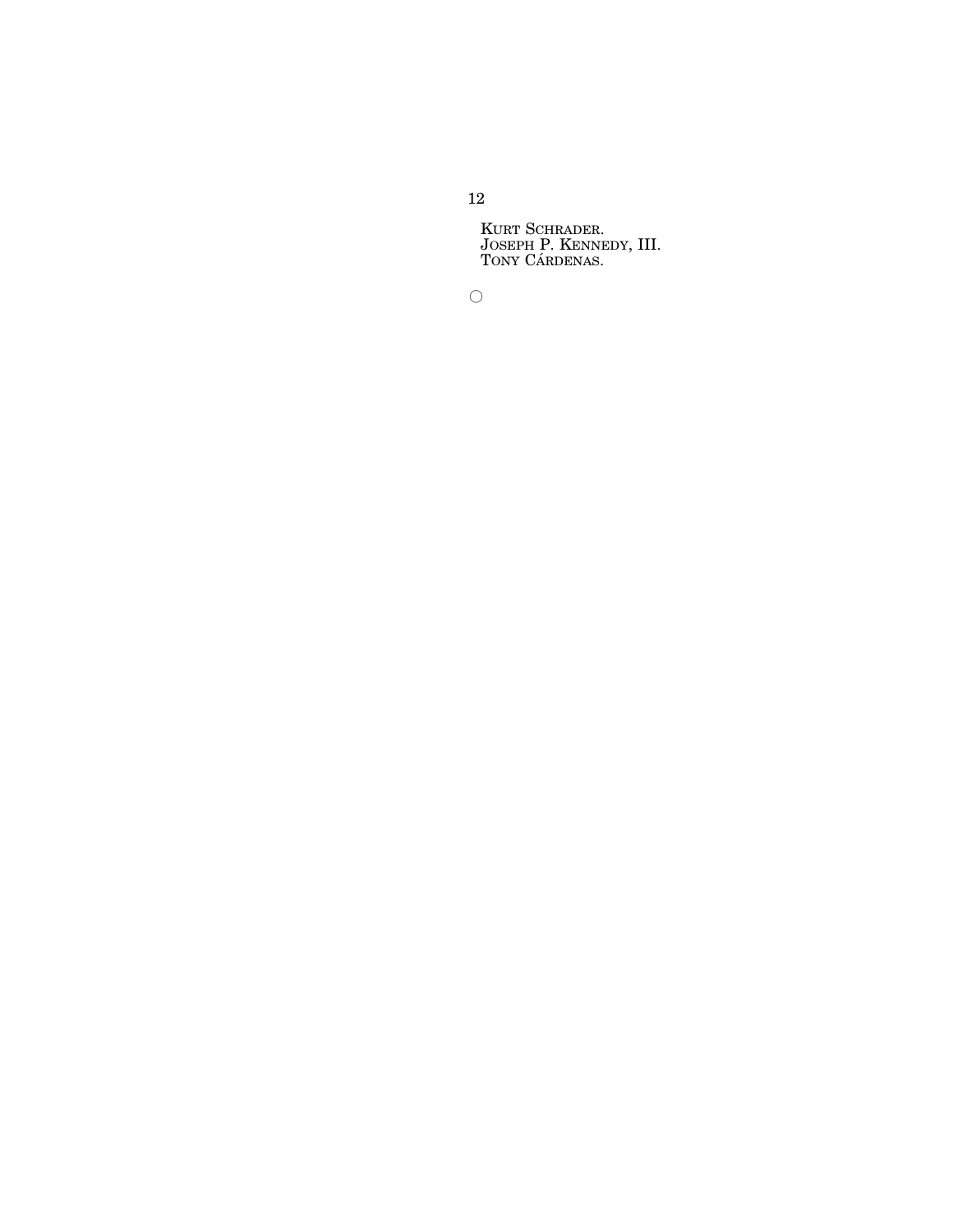KURT SCHRADER.
JOSEPH P. KENNEDY, III.
TONY CÁRDENAS.